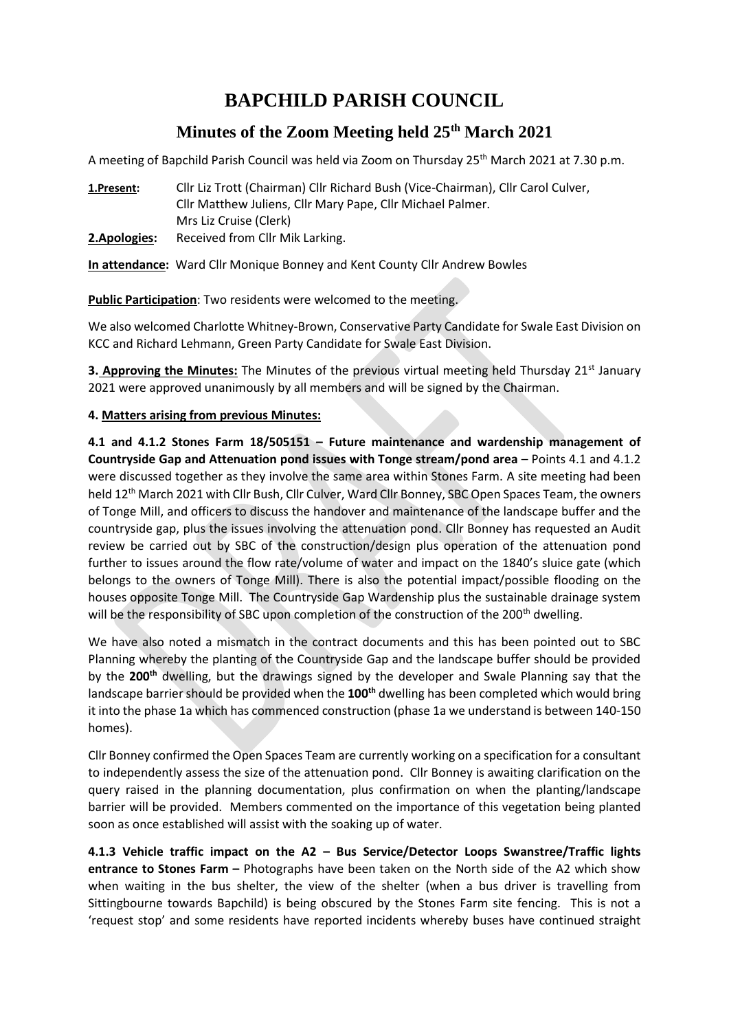# BAPCHILD PARISH COUNCIL

## Minutes of the Zoom Meeting held 25th March 2021

A meeting of Bapchild Parish Council was held via Zoom on Thursday 25th March 2021 at 7.30 p.m.

**1.Present:** Cllr Liz Trott (Chairman) Cllr Richard Bush (Vice-Chairman), Cllr Carol Culver, Cllr Matthew Juliens, Cllr Mary Pape, Cllr Michael Palmer. Mrs Liz Cruise (Clerk)

**2.Apologies:** Received from Cllr Mik Larking.

**In attendance:** Ward Cllr Monique Bonney and Kent County Cllr Andrew Bowles

**Public Participation**: Two residents were welcomed to the meeting.

We also welcomed Charlotte Whitney-Brown, Conservative Party Candidate for Swale East Division on KCC and Richard Lehmann, Green Party Candidate for Swale East Division.

**3. Approving the Minutes:** The Minutes of the previous virtual meeting held Thursday 21st January 2021 were approved unanimously by all members and will be signed by the Chairman.

**4. Matters arising from previous Minutes:**

**4.1 and 4.1.2 Stones Farm 18/505151 – Future maintenance and wardenship management of Countryside Gap and Attenuation pond issues with Tonge stream/pond area** – Points 4.1 and 4.1.2 were discussed together as they involve the same area within Stones Farm. A site meeting had been held 12th March 2021 with Cllr Bush, Cllr Culver, Ward Cllr Bonney, SBC Open Spaces Team, the owners of Tonge Mill, and officers to discuss the handover and maintenance of the landscape buffer and the countryside gap, plus the issues involving the attenuation pond. Cllr Bonney has requested an Audit review be carried out by SBC of the construction/design plus operation of the attenuation pond further to issues around the flow rate/volume of water and impact on the 1840's sluice gate (which belongs to the owners of Tonge Mill). There is also the potential impact/possible flooding on the houses opposite Tonge Mill. The Countryside Gap Wardenship plus the sustainable drainage system will be the responsibility of SBC upon completion of the construction of the 200th dwelling.

We have also noted a mismatch in the contract documents and this has been pointed out to SBC Planning whereby the planting of the Countryside Gap and the landscape buffer should be provided by the **200th** dwelling, but the drawings signed by the developer and Swale Planning say that the landscape barrier should be provided when the **100th** dwelling has been completed which would bring it into the phase 1a which has commenced construction (phase 1a we understand is between 140-150 homes).

Cllr Bonney confirmed the Open Spaces Team are currently working on a specification for a consultant to independently assess the size of the attenuation pond. Cllr Bonney is awaiting clarification on the query raised in the planning documentation, plus confirmation on when the planting/landscape barrier will be provided. Members commented on the importance of this vegetation being planted soon as once established will assist with the soaking up of water.

**4.1.3 Vehicle traffic impact on the A2 – Bus Service/Detector Loops Swanstree/Traffic lights entrance to Stones Farm –** Photographs have been taken on the North side of the A2 which show when waiting in the bus shelter, the view of the shelter (when a bus driver is travelling from Sittingbourne towards Bapchild) is being obscured by the Stones Farm site fencing. This is not a 'request stop' and some residents have reported incidents whereby buses have continued straight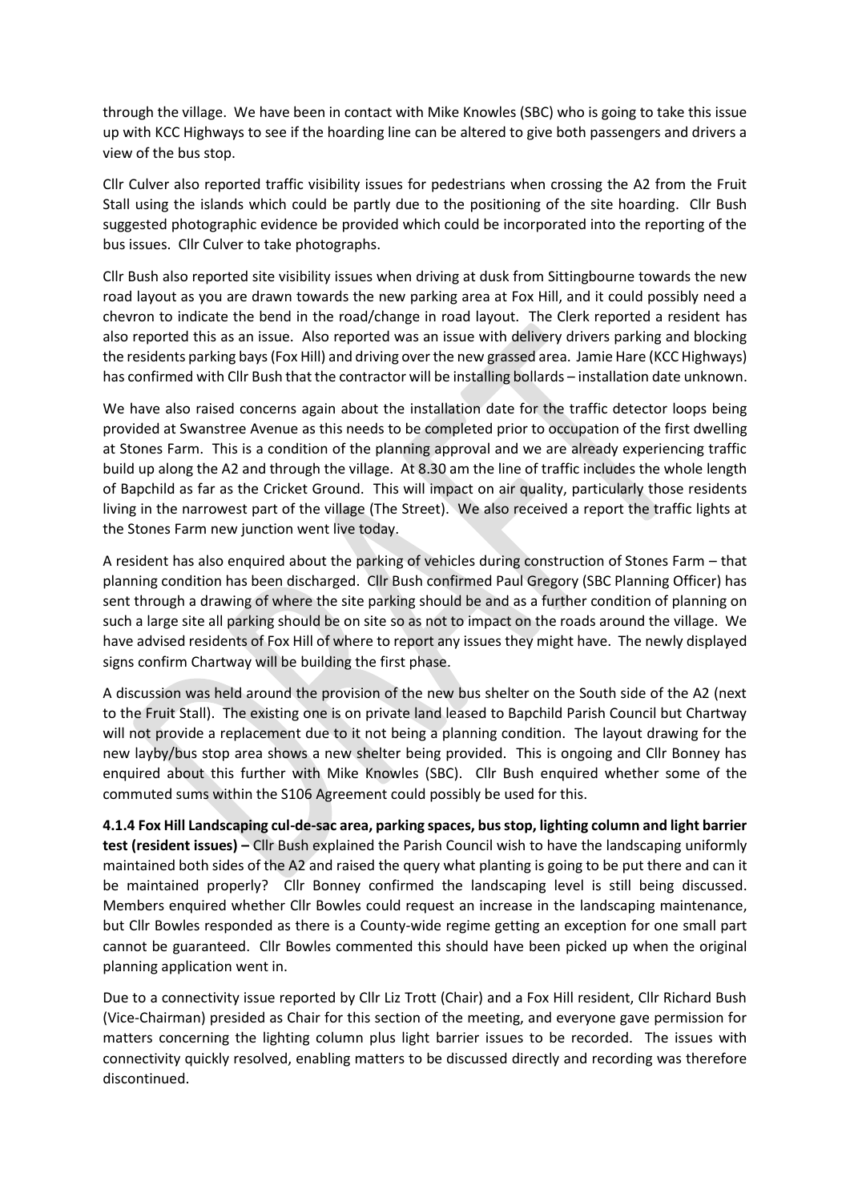through the village. We have been in contact with Mike Knowles (SBC) who is going to take this issue up with KCC Highways to see if the hoarding line can be altered to give both passengers and drivers a view of the bus stop.

Cllr Culver also reported traffic visibility issues for pedestrians when crossing the A2 from the Fruit Stall using the islands which could be partly due to the positioning of the site hoarding. Cllr Bush suggested photographic evidence be provided which could be incorporated into the reporting of the bus issues. Cllr Culver to take photographs.

Cllr Bush also reported site visibility issues when driving at dusk from Sittingbourne towards the new road layout as you are drawn towards the new parking area at Fox Hill, and it could possibly need a chevron to indicate the bend in the road/change in road layout. The Clerk reported a resident has also reported this as an issue. Also reported was an issue with delivery drivers parking and blocking the residents parking bays (Fox Hill) and driving over the new grassed area. Jamie Hare (KCC Highways) has confirmed with Cllr Bush that the contractor will be installing bollards – installation date unknown.

We have also raised concerns again about the installation date for the traffic detector loops being provided at Swanstree Avenue as this needs to be completed prior to occupation of the first dwelling at Stones Farm. This is a condition of the planning approval and we are already experiencing traffic build up along the A2 and through the village. At 8.30 am the line of traffic includes the whole length of Bapchild as far as the Cricket Ground. This will impact on air quality, particularly those residents living in the narrowest part of the village (The Street). We also received a report the traffic lights at the Stones Farm new junction went live today.

A resident has also enquired about the parking of vehicles during construction of Stones Farm – that planning condition has been discharged. Cllr Bush confirmed Paul Gregory (SBC Planning Officer) has sent through a drawing of where the site parking should be and as a further condition of planning on such a large site all parking should be on site so as not to impact on the roads around the village. We have advised residents of Fox Hill of where to report any issues they might have. The newly displayed signs confirm Chartway will be building the first phase.

A discussion was held around the provision of the new bus shelter on the South side of the A2 (next to the Fruit Stall). The existing one is on private land leased to Bapchild Parish Council but Chartway will not provide a replacement due to it not being a planning condition. The layout drawing for the new layby/bus stop area shows a new shelter being provided. This is ongoing and Cllr Bonney has enquired about this further with Mike Knowles (SBC). Cllr Bush enquired whether some of the commuted sums within the S106 Agreement could possibly be used for this.

**4.1.4 Fox Hill Landscaping cul-de-sac area, parking spaces, bus stop, lighting column and light barrier test (resident issues) –** Cllr Bush explained the Parish Council wish to have the landscaping uniformly maintained both sides of the A2 and raised the query what planting is going to be put there and can it be maintained properly? Cllr Bonney confirmed the landscaping level is still being discussed. Members enquired whether Cllr Bowles could request an increase in the landscaping maintenance, but Cllr Bowles responded as there is a County-wide regime getting an exception for one small part cannot be guaranteed. Cllr Bowles commented this should have been picked up when the original planning application went in.

Due to a connectivity issue reported by Cllr Liz Trott (Chair) and a Fox Hill resident, Cllr Richard Bush (Vice-Chairman) presided as Chair for this section of the meeting, and everyone gave permission for matters concerning the lighting column plus light barrier issues to be recorded. The issues with connectivity quickly resolved, enabling matters to be discussed directly and recording was therefore discontinued.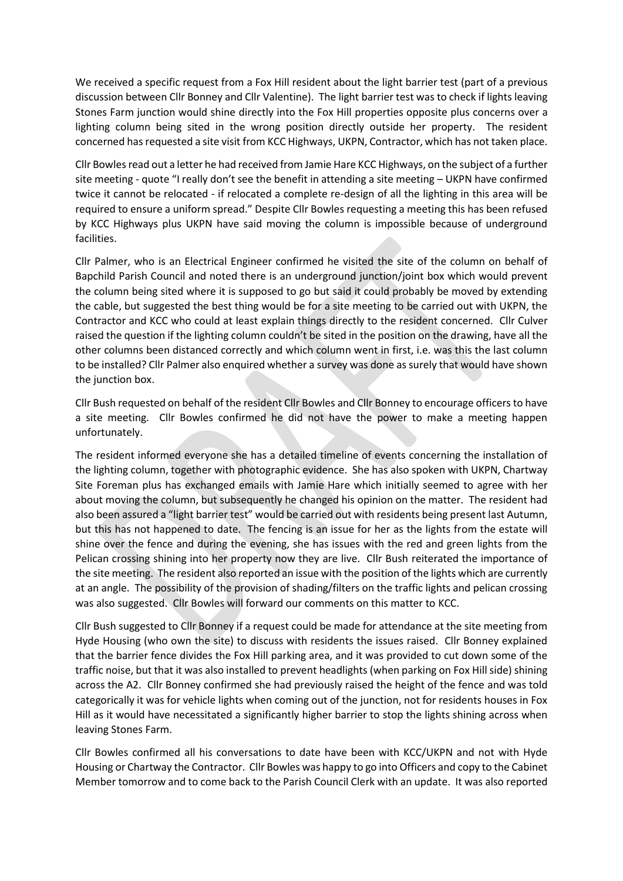We received a specific request from a Fox Hill resident about the light barrier test (part of a previous discussion between Cllr Bonney and Cllr Valentine). The light barrier test was to check if lights leaving Stones Farm junction would shine directly into the Fox Hill properties opposite plus concerns over a lighting column being sited in the wrong position directly outside her property. The resident concerned has requested a site visit from KCC Highways, UKPN, Contractor, which has not taken place.

Cllr Bowles read out a letter he had received from Jamie Hare KCC Highways, on the subject of a further site meeting - quote "I really don't see the benefit in attending a site meeting – UKPN have confirmed twice it cannot be relocated - if relocated a complete re-design of all the lighting in this area will be required to ensure a uniform spread." Despite Cllr Bowles requesting a meeting this has been refused by KCC Highways plus UKPN have said moving the column is impossible because of underground facilities.

Cllr Palmer, who is an Electrical Engineer confirmed he visited the site of the column on behalf of Bapchild Parish Council and noted there is an underground junction/joint box which would prevent the column being sited where it is supposed to go but said it could probably be moved by extending the cable, but suggested the best thing would be for a site meeting to be carried out with UKPN, the Contractor and KCC who could at least explain things directly to the resident concerned. Cllr Culver raised the question if the lighting column couldn't be sited in the position on the drawing, have all the other columns been distanced correctly and which column went in first, i.e. was this the last column to be installed? Cllr Palmer also enquired whether a survey was done as surely that would have shown the junction box.

Cllr Bush requested on behalf of the resident Cllr Bowles and Cllr Bonney to encourage officers to have a site meeting. Cllr Bowles confirmed he did not have the power to make a meeting happen unfortunately.

The resident informed everyone she has a detailed timeline of events concerning the installation of the lighting column, together with photographic evidence. She has also spoken with UKPN, Chartway Site Foreman plus has exchanged emails with Jamie Hare which initially seemed to agree with her about moving the column, but subsequently he changed his opinion on the matter. The resident had also been assured a "light barrier test" would be carried out with residents being present last Autumn, but this has not happened to date. The fencing is an issue for her as the lights from the estate will shine over the fence and during the evening, she has issues with the red and green lights from the Pelican crossing shining into her property now they are live. Cllr Bush reiterated the importance of the site meeting. The resident also reported an issue with the position of the lights which are currently at an angle. The possibility of the provision of shading/filters on the traffic lights and pelican crossing was also suggested. Cllr Bowles will forward our comments on this matter to KCC.

Cllr Bush suggested to Cllr Bonney if a request could be made for attendance at the site meeting from Hyde Housing (who own the site) to discuss with residents the issues raised. Cllr Bonney explained that the barrier fence divides the Fox Hill parking area, and it was provided to cut down some of the traffic noise, but that it was also installed to prevent headlights (when parking on Fox Hill side) shining across the A2. Cllr Bonney confirmed she had previously raised the height of the fence and was told categorically it was for vehicle lights when coming out of the junction, not for residents houses in Fox Hill as it would have necessitated a significantly higher barrier to stop the lights shining across when leaving Stones Farm.

Cllr Bowles confirmed all his conversations to date have been with KCC/UKPN and not with Hyde Housing or Chartway the Contractor. Cllr Bowles was happy to go into Officers and copy to the Cabinet Member tomorrow and to come back to the Parish Council Clerk with an update. It was also reported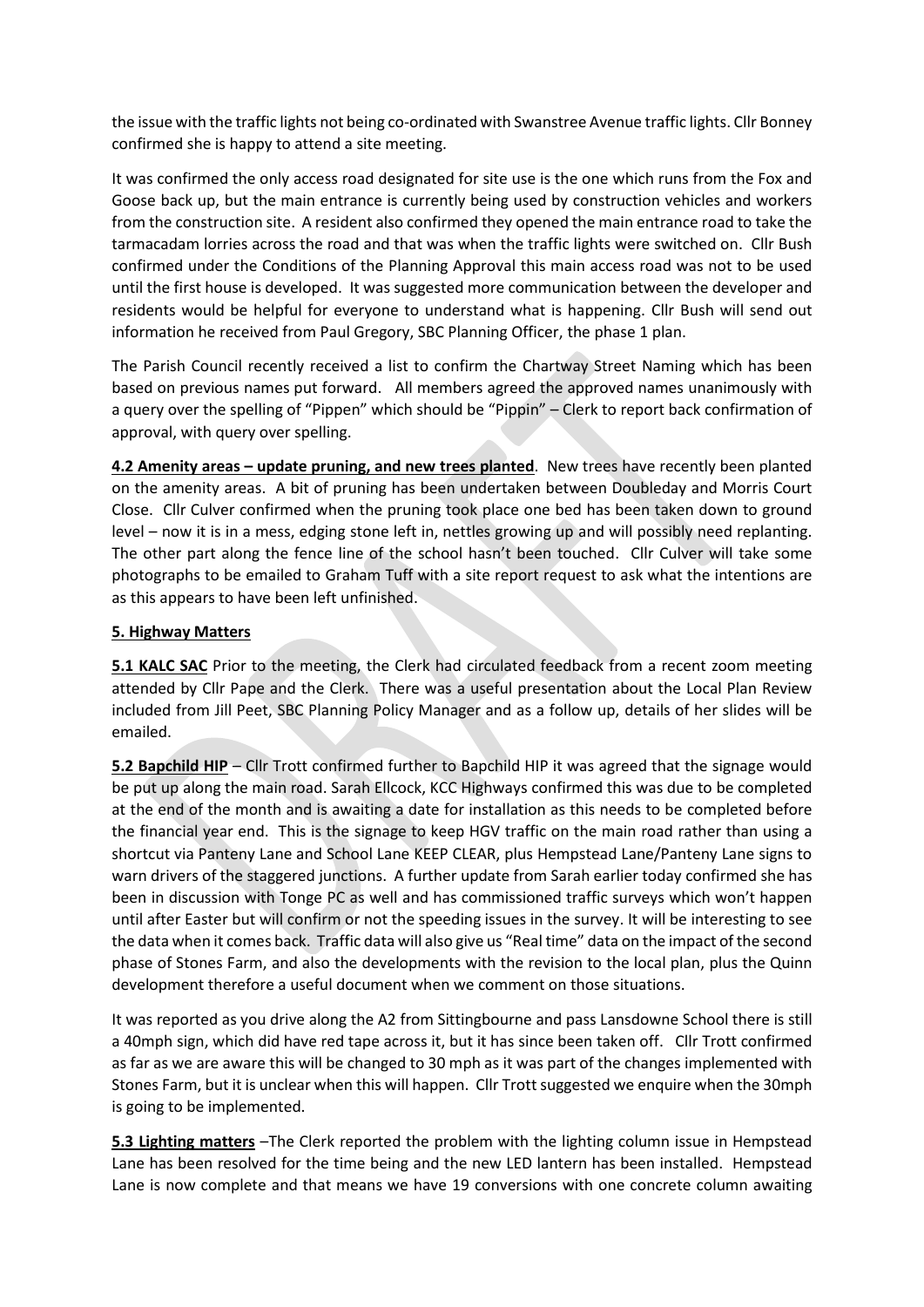the issue with the traffic lights not being co-ordinated with Swanstree Avenue traffic lights. Cllr Bonney confirmed she is happy to attend a site meeting.

It was confirmed the only access road designated for site use is the one which runs from the Fox and Goose back up, but the main entrance is currently being used by construction vehicles and workers from the construction site. A resident also confirmed they opened the main entrance road to take the tarmacadam lorries across the road and that was when the traffic lights were switched on. Cllr Bush confirmed under the Conditions of the Planning Approval this main access road was not to be used until the first house is developed. It was suggested more communication between the developer and residents would be helpful for everyone to understand what is happening. Cllr Bush will send out information he received from Paul Gregory, SBC Planning Officer, the phase 1 plan.

The Parish Council recently received a list to confirm the Chartway Street Naming which has been based on previous names put forward. All members agreed the approved names unanimously with a query over the spelling of "Pippen" which should be "Pippin" – Clerk to report back confirmation of approval, with query over spelling.

**4.2 Amenity areas – update pruning, and new trees planted**. New trees have recently been planted on the amenity areas. A bit of pruning has been undertaken between Doubleday and Morris Court Close. Cllr Culver confirmed when the pruning took place one bed has been taken down to ground level – now it is in a mess, edging stone left in, nettles growing up and will possibly need replanting. The other part along the fence line of the school hasn't been touched. Cllr Culver will take some photographs to be emailed to Graham Tuff with a site report request to ask what the intentions are as this appears to have been left unfinished.

## 5. Highway Matters

**5.1 KALC SAC** Prior to the meeting, the Clerk had circulated feedback from a recent zoom meeting attended by Cllr Pape and the Clerk. There was a useful presentation about the Local Plan Review included from Jill Peet, SBC Planning Policy Manager and as a follow up, details of her slides will be emailed.

**5.2 Bapchild HIP** – Cllr Trott confirmed further to Bapchild HIP it was agreed that the signage would be put up along the main road. Sarah Ellcock, KCC Highways confirmed this was due to be completed at the end of the month and is awaiting a date for installation as this needs to be completed before the financial year end. This is the signage to keep HGV traffic on the main road rather than using a shortcut via Panteny Lane and School Lane KEEP CLEAR, plus Hempstead Lane/Panteny Lane signs to warn drivers of the staggered junctions. A further update from Sarah earlier today confirmed she has been in discussion with Tonge PC as well and has commissioned traffic surveys which won't happen until after Easter but will confirm or not the speeding issues in the survey. It will be interesting to see the data when it comes back. Traffic data will also give us "Real time" data on the impact of the second phase of Stones Farm, and also the developments with the revision to the local plan, plus the Quinn development therefore a useful document when we comment on those situations.

It was reported as you drive along the A2 from Sittingbourne and pass Lansdowne School there is still a 40mph sign, which did have red tape across it, but it has since been taken off. Cllr Trott confirmed as far as we are aware this will be changed to 30 mph as it was part of the changes implemented with Stones Farm, but it is unclear when this will happen. Cllr Trott suggested we enquire when the 30mph is going to be implemented.

**5.3 Lighting matters** –The Clerk reported the problem with the lighting column issue in Hempstead Lane has been resolved for the time being and the new LED lantern has been installed. Hempstead Lane is now complete and that means we have 19 conversions with one concrete column awaiting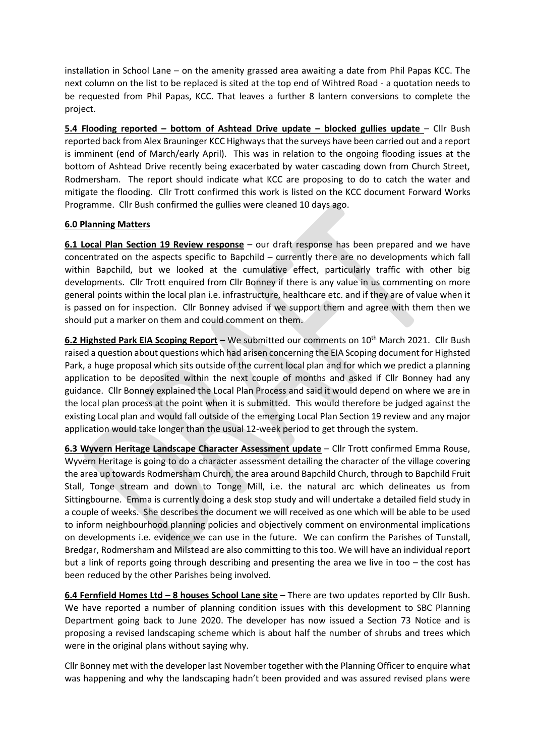installation in School Lane – on the amenity grassed area awaiting a date from Phil Papas KCC. The next column on the list to be replaced is sited at the top end of Wihtred Road - a quotation needs to be requested from Phil Papas, KCC. That leaves a further 8 lantern conversions to complete the project.

**5.4 Flooding reported – bottom of Ashtead Drive update – blocked gullies update** – Cllr Bush reported back from Alex Brauninger KCC Highways that the surveys have been carried out and a report is imminent (end of March/early April). This was in relation to the ongoing flooding issues at the bottom of Ashtead Drive recently being exacerbated by water cascading down from Church Street, Rodmersham. The report should indicate what KCC are proposing to do to catch the water and mitigate the flooding. Cllr Trott confirmed this work is listed on the KCC document Forward Works Programme. Cllr Bush confirmed the gullies were cleaned 10 days ago.

**6.0 Planning Matters**

**6.1 Local Plan Section 19 Review response** – our draft response has been prepared and we have concentrated on the aspects specific to Bapchild – currently there are no developments which fall within Bapchild, but we looked at the cumulative effect, particularly traffic with other big developments. Cllr Trott enquired from Cllr Bonney if there is any value in us commenting on more general points within the local plan i.e. infrastructure, healthcare etc. and if they are of value when it is passed on for inspection. Cllr Bonney advised if we support them and agree with them then we should put a marker on them and could comment on them.

**6.2 Highsted Park EIA Scoping Report –** We submitted our comments on 10th March 2021. Cllr Bush raised a question about questions which had arisen concerning the EIA Scoping document for Highsted Park, a huge proposal which sits outside of the current local plan and for which we predict a planning application to be deposited within the next couple of months and asked if Cllr Bonney had any guidance. Cllr Bonney explained the Local Plan Process and said it would depend on where we are in the local plan process at the point when it is submitted. This would therefore be judged against the existing Local plan and would fall outside of the emerging Local Plan Section 19 review and any major application would take longer than the usual 12-week period to get through the system.

**6.3 Wyvern Heritage Landscape Character Assessment update** – Cllr Trott confirmed Emma Rouse, Wyvern Heritage is going to do a character assessment detailing the character of the village covering the area up towards Rodmersham Church, the area around Bapchild Church, through to Bapchild Fruit Stall, Tonge stream and down to Tonge Mill, i.e. the natural arc which delineates us from Sittingbourne. Emma is currently doing a desk stop study and will undertake a detailed field study in a couple of weeks. She describes the document we will received as one which will be able to be used to inform neighbourhood planning policies and objectively comment on environmental implications on developments i.e. evidence we can use in the future. We can confirm the Parishes of Tunstall, Bredgar, Rodmersham and Milstead are also committing to this too. We will have an individual report but a link of reports going through describing and presenting the area we live in too – the cost has been reduced by the other Parishes being involved.

**6.4 Fernfield Homes Ltd – 8 houses School Lane site** – There are two updates reported by Cllr Bush. We have reported a number of planning condition issues with this development to SBC Planning Department going back to June 2020. The developer has now issued a Section 73 Notice and is proposing a revised landscaping scheme which is about half the number of shrubs and trees which were in the original plans without saying why.

Cllr Bonney met with the developer last November together with the Planning Officer to enquire what was happening and why the landscaping hadn't been provided and was assured revised plans were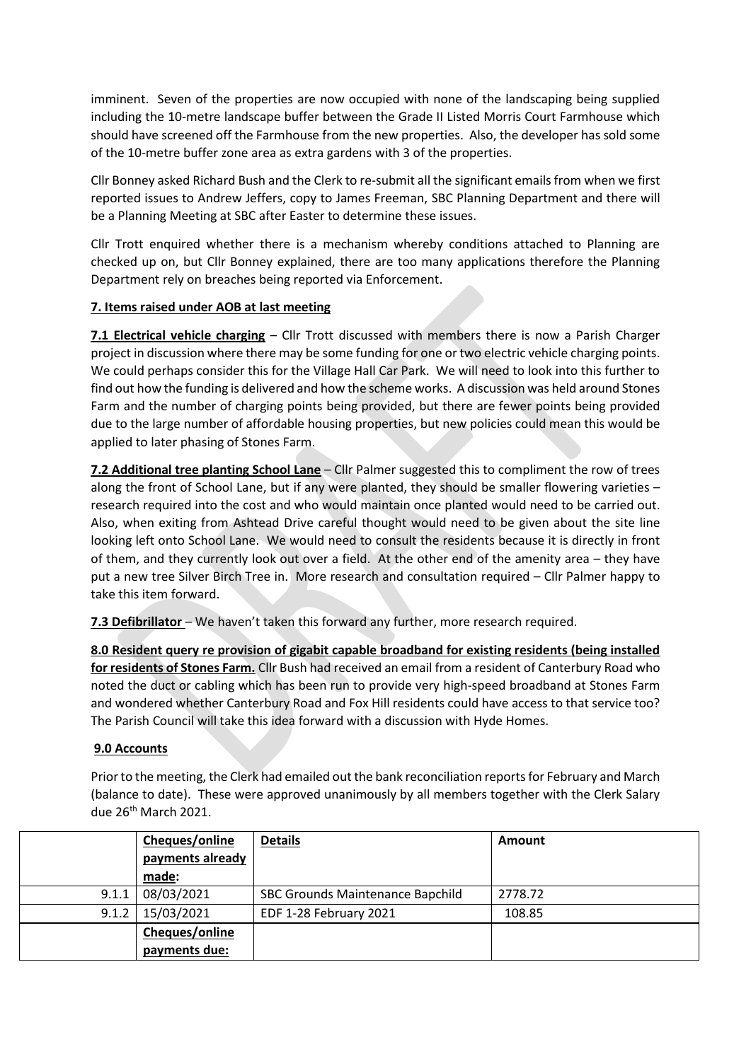imminent. Seven of the properties are now occupied with none of the landscaping being supplied including the 10-metre landscape buffer between the Grade II Listed Morris Court Farmhouse which should have screened off the Farmhouse from the new properties. Also, the developer has sold some of the 10-metre buffer zone area as extra gardens with 3 of the properties.

Cllr Bonney asked Richard Bush and the Clerk to re-submit all the significant emails from when we first reported issues to Andrew Jeffers, copy to James Freeman, SBC Planning Department and there will be a Planning Meeting at SBC after Easter to determine these issues.

Cllr Trott enquired whether there is a mechanism whereby conditions attached to Planning are checked up on, but Cllr Bonney explained, there are too many applications therefore the Planning Department rely on breaches being reported via Enforcement.

**7. Items raised under AOB at last meeting**

**7.1 Electrical vehicle charging** – Cllr Trott discussed with members there is now a Parish Charger project in discussion where there may be some funding for one or two electric vehicle charging points. We could perhaps consider this for the Village Hall Car Park. We will need to look into this further to find out how the funding is delivered and how the scheme works. A discussion was held around Stones Farm and the number of charging points being provided, but there are fewer points being provided due to the large number of affordable housing properties, but new policies could mean this would be applied to later phasing of Stones Farm.

**7.2 Additional tree planting School Lane** – Cllr Palmer suggested this to compliment the row of trees along the front of School Lane, but if any were planted, they should be smaller flowering varieties – research required into the cost and who would maintain once planted would need to be carried out. Also, when exiting from Ashtead Drive careful thought would need to be given about the site line looking left onto School Lane. We would need to consult the residents because it is directly in front of them, and they currently look out over a field. At the other end of the amenity area – they have put a new tree Silver Birch Tree in. More research and consultation required – Cllr Palmer happy to take this item forward.

**7.3 Defibrillator** – We haven't taken this forward any further, more research required.

**8.0 Resident query re provision of gigabit capable broadband for existing residents (being installed for residents of Stones Farm.** Cllr Bush had received an email from a resident of Canterbury Road who noted the duct or cabling which has been run to provide very high-speed broadband at Stones Farm and wondered whether Canterbury Road and Fox Hill residents could have access to that service too? The Parish Council will take this idea forward with a discussion with Hyde Homes.

**9.0 Accounts**

Prior to the meeting, the Clerk had emailed out the bank reconciliation reports for February and March (balance to date). These were approved unanimously by all members together with the Clerk Salary due 26th March 2021.

| | **Cheques/online payments already made:** | **Details** | **Amount** |
|---|---|---|---|
| 9.1.1 | 08/03/2021 | SBC Grounds Maintenance Bapchild | 2778.72 |
| 9.1.2 | 15/03/2021 | EDF 1-28 February 2021 | 108.85 |
| | **Cheques/online payments due:** | | |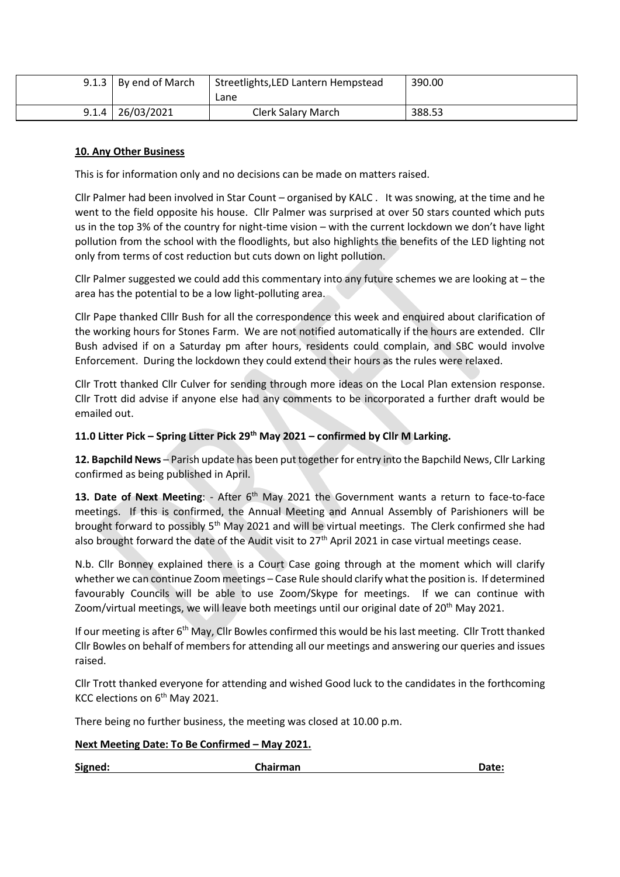| | | | |
|---|---|---|---|
| 9.1.3 | By end of March | Streetlights,LED Lantern Hempstead Lane | 390.00 |
| 9.1.4 | 26/03/2021 | Clerk Salary March | 388.53 |

**10. Any Other Business**

This is for information only and no decisions can be made on matters raised.

Cllr Palmer had been involved in Star Count – organised by KALC . It was snowing, at the time and he went to the field opposite his house. Cllr Palmer was surprised at over 50 stars counted which puts us in the top 3% of the country for night-time vision – with the current lockdown we don't have light pollution from the school with the floodlights, but also highlights the benefits of the LED lighting not only from terms of cost reduction but cuts down on light pollution.

Cllr Palmer suggested we could add this commentary into any future schemes we are looking at – the area has the potential to be a low light-polluting area.

Cllr Pape thanked Clllr Bush for all the correspondence this week and enquired about clarification of the working hours for Stones Farm. We are not notified automatically if the hours are extended. Cllr Bush advised if on a Saturday pm after hours, residents could complain, and SBC would involve Enforcement. During the lockdown they could extend their hours as the rules were relaxed.

Cllr Trott thanked Cllr Culver for sending through more ideas on the Local Plan extension response. Cllr Trott did advise if anyone else had any comments to be incorporated a further draft would be emailed out.

**11.0 Litter Pick – Spring Litter Pick 29th May 2021 – confirmed by Cllr M Larking.**

**12. Bapchild News** – Parish update has been put together for entry into the Bapchild News, Cllr Larking confirmed as being published in April.

**13. Date of Next Meeting**: - After 6th May 2021 the Government wants a return to face-to-face meetings. If this is confirmed, the Annual Meeting and Annual Assembly of Parishioners will be brought forward to possibly 5th May 2021 and will be virtual meetings. The Clerk confirmed she had also brought forward the date of the Audit visit to 27th April 2021 in case virtual meetings cease.

N.b. Cllr Bonney explained there is a Court Case going through at the moment which will clarify whether we can continue Zoom meetings – Case Rule should clarify what the position is. If determined favourably Councils will be able to use Zoom/Skype for meetings. If we can continue with Zoom/virtual meetings, we will leave both meetings until our original date of 20th May 2021.

If our meeting is after 6th May, Cllr Bowles confirmed this would be his last meeting. Cllr Trott thanked Cllr Bowles on behalf of members for attending all our meetings and answering our queries and issues raised.

Cllr Trott thanked everyone for attending and wished Good luck to the candidates in the forthcoming KCC elections on 6th May 2021.

There being no further business, the meeting was closed at 10.00 p.m.

**Next Meeting Date: To Be Confirmed – May 2021.**

**Signed:** **Chairman** **Date:**